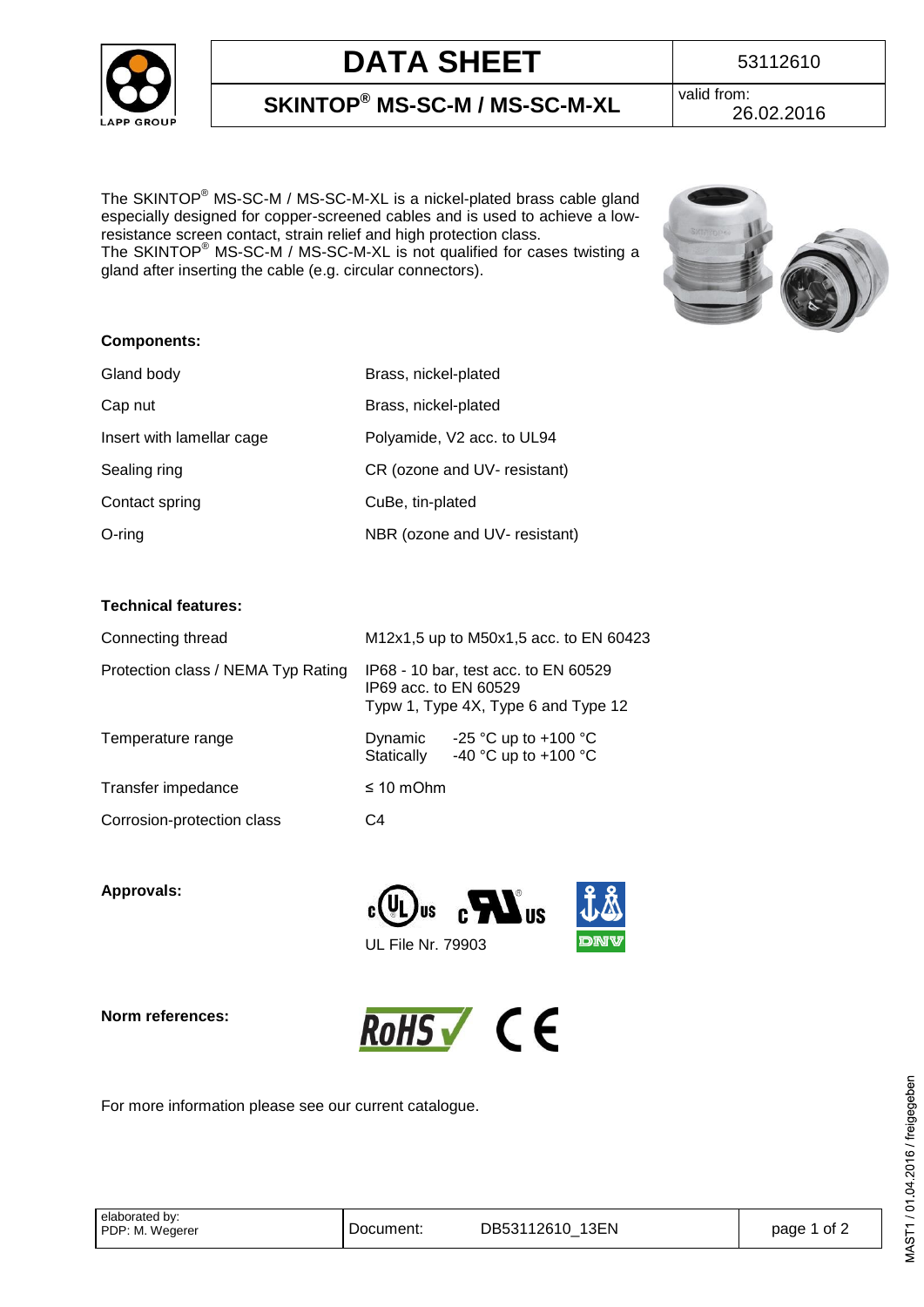# DATA SHEET

53112610

## SKINTOP® MS-SC-M / MS-SC-M-XL

valid from: 26.02.2016

The SKINTOP® MS-SC-M / MS-SC-M-XL is a nickel-plated brass cable gland especially designed for copper-screened cables and is used to achieve a low-resistance screen contact, strain relief and high protection class.
The SKINTOP® MS-SC-M / MS-SC-M-XL is not qualified for cases twisting a gland after inserting the cable (e.g. circular connectors).

**Components:**

| | |
|---|---|
| Gland body | Brass, nickel-plated |
| Cap nut | Brass, nickel-plated |
| Insert with lamellar cage | Polyamide, V2 acc. to UL94 |
| Sealing ring | CR (ozone and UV- resistant) |
| Contact spring | CuBe, tin-plated |
| O-ring | NBR (ozone and UV- resistant) |

**Technical features:**

| | |
|---|---|
| Connecting thread | M12x1,5 up to M50x1,5 acc. to EN 60423 |
| Protection class / NEMA Typ Rating | IP68 - 10 bar, test acc. to EN 60529<br>IP69 acc. to EN 60529<br>Typw 1, Type 4X, Type 6 and Type 12 |
| Temperature range | Dynamic -25 °C up to +100 °C<br>Statically -40 °C up to +100 °C |
| Transfer impedance | ≤ 10 mOhm |
| Corrosion-protection class | C4 |

**Approvals:**

UL File Nr. 79903

**Norm references:**

RoHS CE

For more information please see our current catalogue.

elaborated by: PDP: M. Wegerer

Document: DB53112610_13EN

MAST1 / 01.04.2016 / freigegeben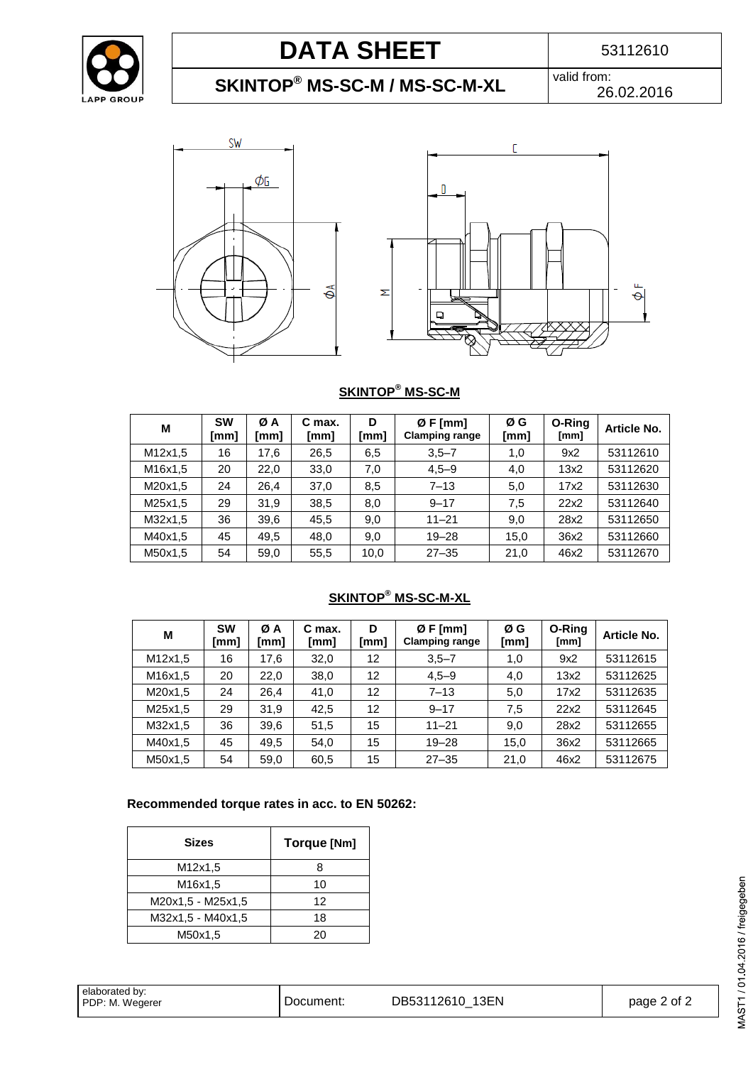# DATA SHEET

53112610

## SKINTOP® MS-SC-M / MS-SC-M-XL

valid from: 26.02.2016

### SKINTOP® MS-SC-M

| M | SW [mm] | Ø A [mm] | C max. [mm] | D [mm] | Ø F [mm] Clamping range | Ø G [mm] | O-Ring [mm] | Article No. |
|---|---|---|---|---|---|---|---|---|
| M12x1,5 | 16 | 17,6 | 26,5 | 6,5 | 3,5–7 | 1,0 | 9x2 | 53112610 |
| M16x1,5 | 20 | 22,0 | 33,0 | 7,0 | 4,5–9 | 4,0 | 13x2 | 53112620 |
| M20x1,5 | 24 | 26,4 | 37,0 | 8,5 | 7–13 | 5,0 | 17x2 | 53112630 |
| M25x1,5 | 29 | 31,9 | 38,5 | 8,0 | 9–17 | 7,5 | 22x2 | 53112640 |
| M32x1,5 | 36 | 39,6 | 45,5 | 9,0 | 11–21 | 9,0 | 28x2 | 53112650 |
| M40x1,5 | 45 | 49,5 | 48,0 | 9,0 | 19–28 | 15,0 | 36x2 | 53112660 |
| M50x1,5 | 54 | 59,0 | 55,5 | 10,0 | 27–35 | 21,0 | 46x2 | 53112670 |

### SKINTOP® MS-SC-M-XL

| M | SW [mm] | Ø A [mm] | C max. [mm] | D [mm] | Ø F [mm] Clamping range | Ø G [mm] | O-Ring [mm] | Article No. |
|---|---|---|---|---|---|---|---|---|
| M12x1,5 | 16 | 17,6 | 32,0 | 12 | 3,5–7 | 1,0 | 9x2 | 53112615 |
| M16x1,5 | 20 | 22,0 | 38,0 | 12 | 4,5–9 | 4,0 | 13x2 | 53112625 |
| M20x1,5 | 24 | 26,4 | 41,0 | 12 | 7–13 | 5,0 | 17x2 | 53112635 |
| M25x1,5 | 29 | 31,9 | 42,5 | 12 | 9–17 | 7,5 | 22x2 | 53112645 |
| M32x1,5 | 36 | 39,6 | 51,5 | 15 | 11–21 | 9,0 | 28x2 | 53112655 |
| M40x1,5 | 45 | 49,5 | 54,0 | 15 | 19–28 | 15,0 | 36x2 | 53112665 |
| M50x1,5 | 54 | 59,0 | 60,5 | 15 | 27–35 | 21,0 | 46x2 | 53112675 |

**Recommended torque rates in acc. to EN 50262:**

| Sizes | Torque [Nm] |
|---|---|
| M12x1,5 | 8 |
| M16x1,5 | 10 |
| M20x1,5 - M25x1,5 | 12 |
| M32x1,5 - M40x1,5 | 18 |
| M50x1,5 | 20 |

elaborated by: PDP: M. Wegerer

Document: DB53112610_13EN

MAST1 / 01.04.2016 / freigegeben